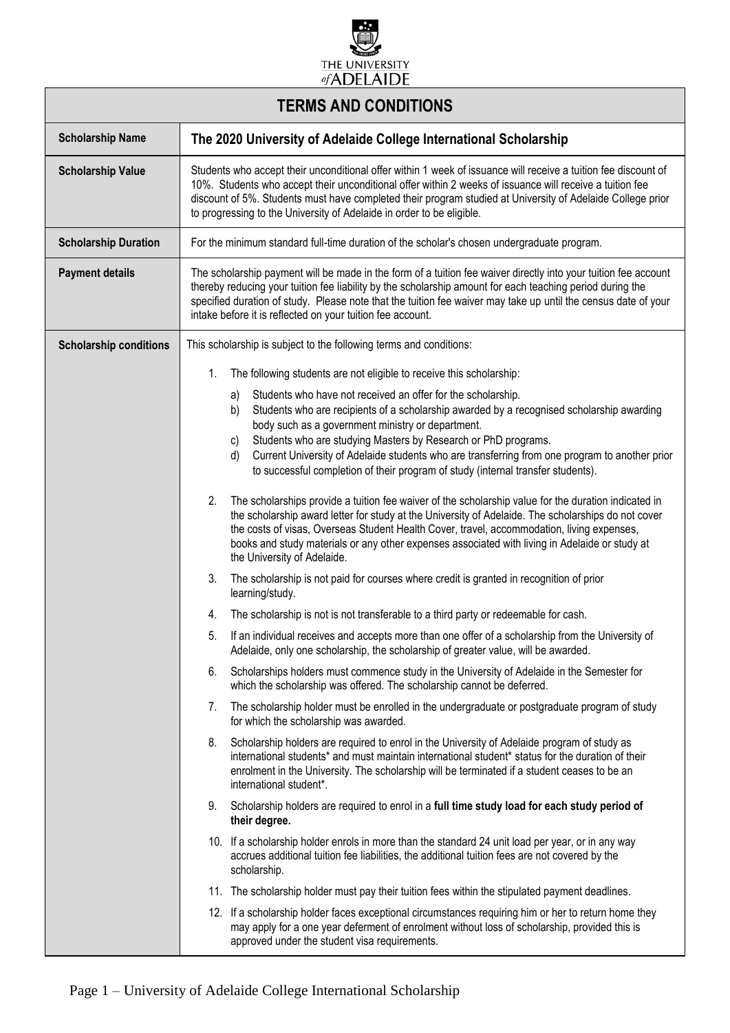THE UNIVERSITY of ADELAIDE

## TERMS AND CONDITIONS

| Scholarship Name | The 2020 University of Adelaide College International Scholarship |
|---|---|
| Scholarship Value | Students who accept their unconditional offer within 1 week of issuance will receive a tuition fee discount of 10%. Students who accept their unconditional offer within 2 weeks of issuance will receive a tuition fee discount of 5%. Students must have completed their program studied at University of Adelaide College prior to progressing to the University of Adelaide in order to be eligible. |
| Scholarship Duration | For the minimum standard full-time duration of the scholar's chosen undergraduate program. |
| Payment details | The scholarship payment will be made in the form of a tuition fee waiver directly into your tuition fee account thereby reducing your tuition fee liability by the scholarship amount for each teaching period during the specified duration of study. Please note that the tuition fee waiver may take up until the census date of your intake before it is reflected on your tuition fee account. |

**Scholarship conditions**

This scholarship is subject to the following terms and conditions:

1. The following students are not eligible to receive this scholarship:
   a) Students who have not received an offer for the scholarship.
   b) Students who are recipients of a scholarship awarded by a recognised scholarship awarding body such as a government ministry or department.
   c) Students who are studying Masters by Research or PhD programs.
   d) Current University of Adelaide students who are transferring from one program to another prior to successful completion of their program of study (internal transfer students).
2. The scholarships provide a tuition fee waiver of the scholarship value for the duration indicated in the scholarship award letter for study at the University of Adelaide. The scholarships do not cover the costs of visas, Overseas Student Health Cover, travel, accommodation, living expenses, books and study materials or any other expenses associated with living in Adelaide or study at the University of Adelaide.
3. The scholarship is not paid for courses where credit is granted in recognition of prior learning/study.
4. The scholarship is not is not transferable to a third party or redeemable for cash.
5. If an individual receives and accepts more than one offer of a scholarship from the University of Adelaide, only one scholarship, the scholarship of greater value, will be awarded.
6. Scholarships holders must commence study in the University of Adelaide in the Semester for which the scholarship was offered. The scholarship cannot be deferred.
7. The scholarship holder must be enrolled in the undergraduate or postgraduate program of study for which the scholarship was awarded.
8. Scholarship holders are required to enrol in the University of Adelaide program of study as international students* and must maintain international student* status for the duration of their enrolment in the University. The scholarship will be terminated if a student ceases to be an international student*.
9. Scholarship holders are required to enrol in a **full time study load for each study period of their degree.**
10. If a scholarship holder enrols in more than the standard 24 unit load per year, or in any way accrues additional tuition fee liabilities, the additional tuition fees are not covered by the scholarship.
11. The scholarship holder must pay their tuition fees within the stipulated payment deadlines.
12. If a scholarship holder faces exceptional circumstances requiring him or her to return home they may apply for a one year deferment of enrolment without loss of scholarship, provided this is approved under the student visa requirements.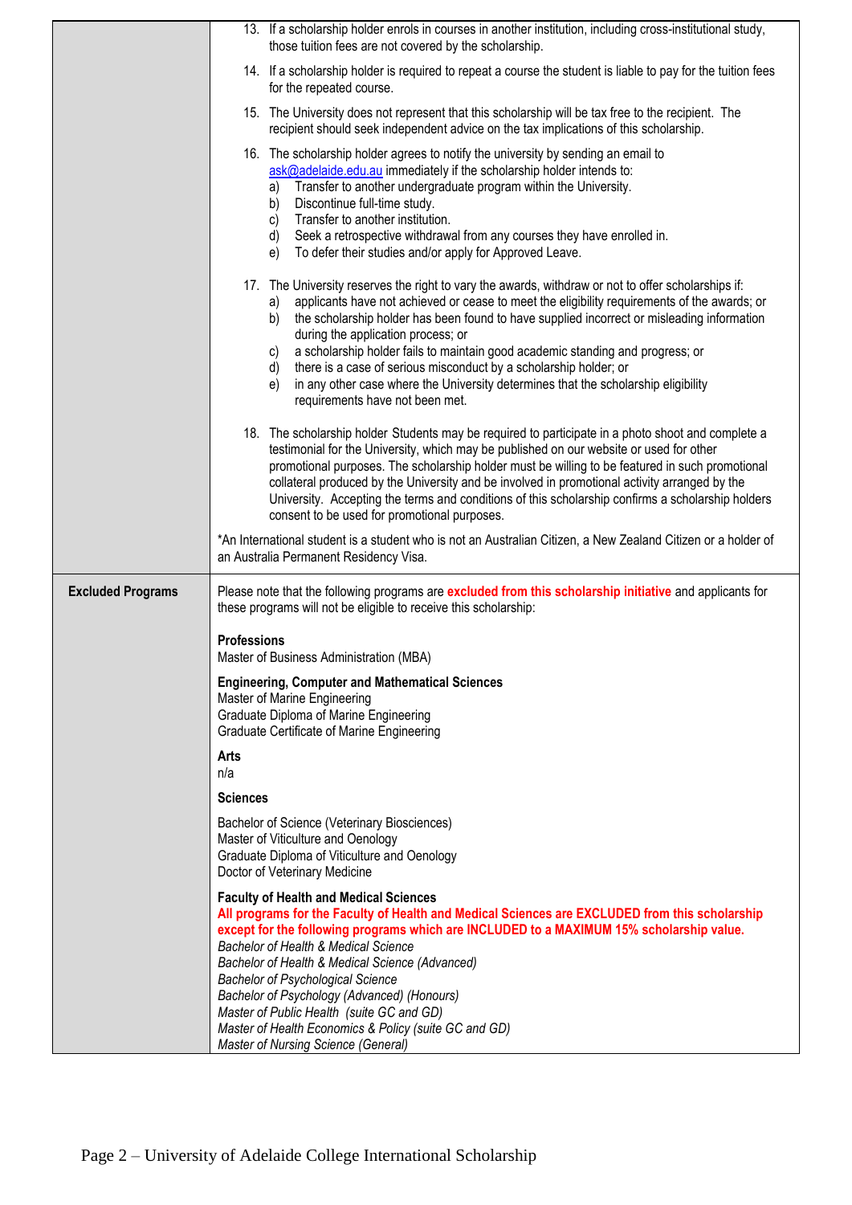| | |
|---|---|
| | 13. If a scholarship holder enrols in courses in another institution, including cross-institutional study, those tuition fees are not covered by the scholarship.<br><br>14. If a scholarship holder is required to repeat a course the student is liable to pay for the tuition fees for the repeated course.<br><br>15. The University does not represent that this scholarship will be tax free to the recipient. The recipient should seek independent advice on the tax implications of this scholarship.<br><br>16. The scholarship holder agrees to notify the university by sending an email to ask@adelaide.edu.au immediately if the scholarship holder intends to:<br>a) Transfer to another undergraduate program within the University.<br>b) Discontinue full-time study.<br>c) Transfer to another institution.<br>d) Seek a retrospective withdrawal from any courses they have enrolled in.<br>e) To defer their studies and/or apply for Approved Leave.<br><br>17. The University reserves the right to vary the awards, withdraw or not to offer scholarships if:<br>a) applicants have not achieved or cease to meet the eligibility requirements of the awards; or<br>b) the scholarship holder has been found to have supplied incorrect or misleading information during the application process; or<br>c) a scholarship holder fails to maintain good academic standing and progress; or<br>d) there is a case of serious misconduct by a scholarship holder; or<br>e) in any other case where the University determines that the scholarship eligibility requirements have not been met.<br><br>18. The scholarship holder Students may be required to participate in a photo shoot and complete a testimonial for the University, which may be published on our website or used for other promotional purposes. The scholarship holder must be willing to be featured in such promotional collateral produced by the University and be involved in promotional activity arranged by the University. Accepting the terms and conditions of this scholarship confirms a scholarship holders consent to be used for promotional purposes.<br><br>*An International student is a student who is not an Australian Citizen, a New Zealand Citizen or a holder of an Australia Permanent Residency Visa. |
| **Excluded Programs** | Please note that the following programs are **excluded from this scholarship initiative** and applicants for these programs will not be eligible to receive this scholarship:<br><br>**Professions**<br>Master of Business Administration (MBA)<br><br>**Engineering, Computer and Mathematical Sciences**<br>Master of Marine Engineering<br>Graduate Diploma of Marine Engineering<br>Graduate Certificate of Marine Engineering<br><br>**Arts**<br>n/a<br><br>**Sciences**<br>Bachelor of Science (Veterinary Biosciences)<br>Master of Viticulture and Oenology<br>Graduate Diploma of Viticulture and Oenology<br>Doctor of Veterinary Medicine<br><br>**Faculty of Health and Medical Sciences**<br>**All programs for the Faculty of Health and Medical Sciences are EXCLUDED from this scholarship except for the following programs which are INCLUDED to a MAXIMUM 15% scholarship value.**<br>*Bachelor of Health & Medical Science*<br>*Bachelor of Health & Medical Science (Advanced)*<br>*Bachelor of Psychological Science*<br>*Bachelor of Psychology (Advanced) (Honours)*<br>*Master of Public Health (suite GC and GD)*<br>*Master of Health Economics & Policy (suite GC and GD)*<br>*Master of Nursing Science (General)* |